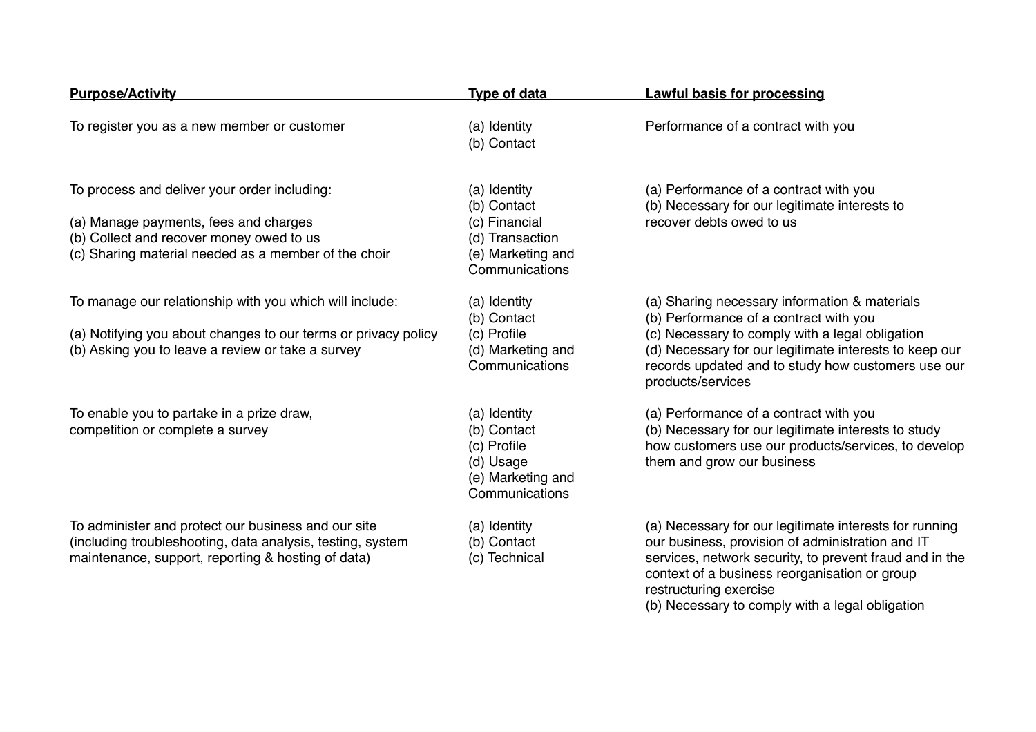| Purpose/Activity | Type of data | Lawful basis for processing |
| --- | --- | --- |
| To register you as a new member or customer | (a) Identity<br>(b) Contact | Performance of a contract with you |
| To process and deliver your order including:<br><br>(a) Manage payments, fees and charges<br>(b) Collect and recover money owed to us<br>(c) Sharing material needed as a member of the choir | (a) Identity<br>(b) Contact<br>(c) Financial<br>(d) Transaction<br>(e) Marketing and Communications | (a) Performance of a contract with you<br>(b) Necessary for our legitimate interests to recover debts owed to us |
| To manage our relationship with you which will include:<br><br>(a) Notifying you about changes to our terms or privacy policy<br>(b) Asking you to leave a review or take a survey | (a) Identity<br>(b) Contact<br>(c) Profile<br>(d) Marketing and Communications | (a) Sharing necessary information & materials<br>(b) Performance of a contract with you<br>(c) Necessary to comply with a legal obligation<br>(d) Necessary for our legitimate interests to keep our records updated and to study how customers use our products/services |
| To enable you to partake in a prize draw, competition or complete a survey | (a) Identity<br>(b) Contact<br>(c) Profile<br>(d) Usage<br>(e) Marketing and Communications | (a) Performance of a contract with you<br>(b) Necessary for our legitimate interests to study how customers use our products/services, to develop them and grow our business |
| To administer and protect our business and our site (including troubleshooting, data analysis, testing, system maintenance, support, reporting & hosting of data) | (a) Identity<br>(b) Contact<br>(c) Technical | (a) Necessary for our legitimate interests for running our business, provision of administration and IT services, network security, to prevent fraud and in the context of a business reorganisation or group restructuring exercise<br>(b) Necessary to comply with a legal obligation |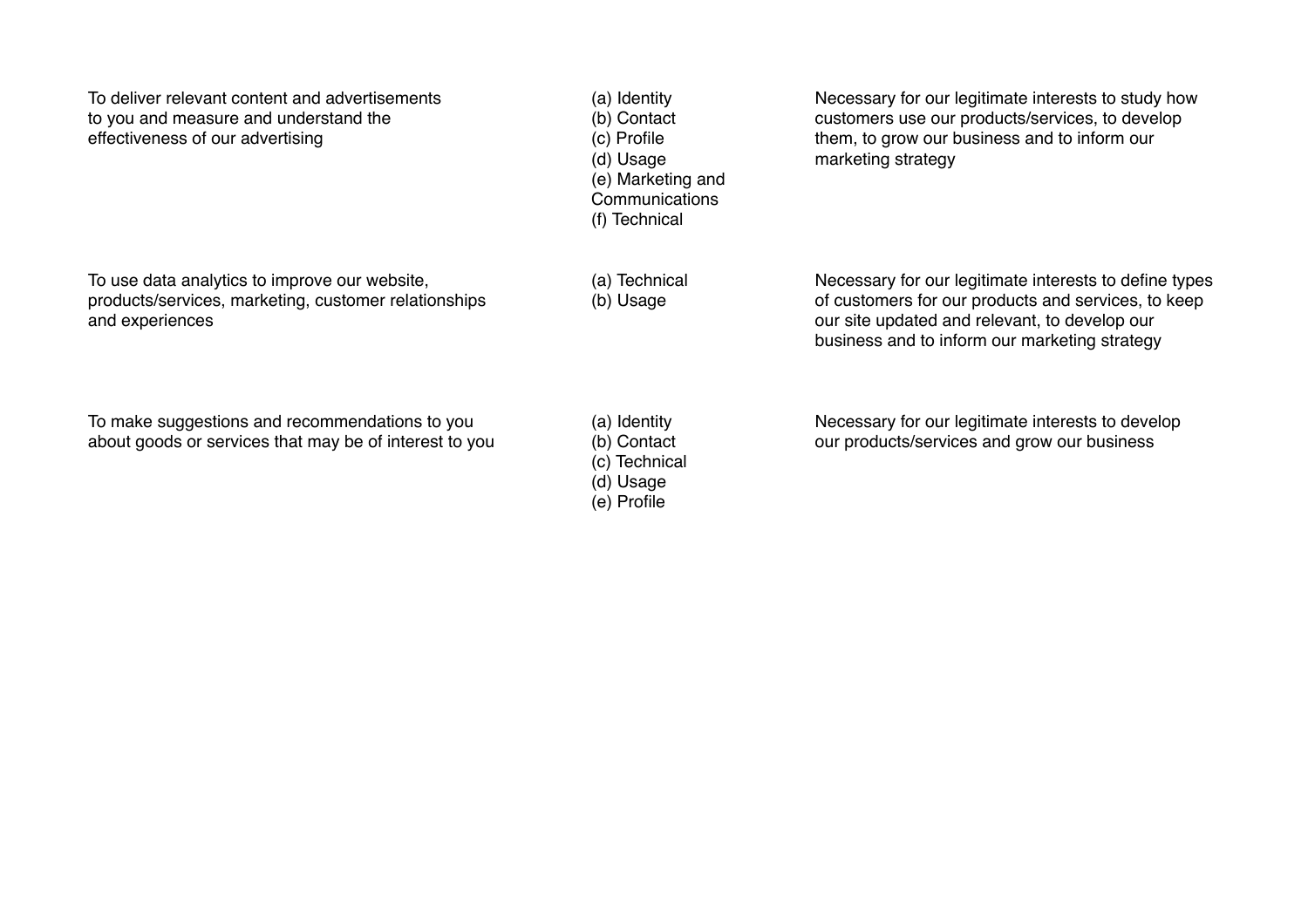| | | |
|---|---|---|
| To deliver relevant content and advertisements to you and measure and understand the effectiveness of our advertising | (a) Identity<br>(b) Contact<br>(c) Profile<br>(d) Usage<br>(e) Marketing and Communications<br>(f) Technical | Necessary for our legitimate interests to study how customers use our products/services, to develop them, to grow our business and to inform our marketing strategy |
| To use data analytics to improve our website, products/services, marketing, customer relationships and experiences | (a) Technical<br>(b) Usage | Necessary for our legitimate interests to define types of customers for our products and services, to keep our site updated and relevant, to develop our business and to inform our marketing strategy |
| To make suggestions and recommendations to you about goods or services that may be of interest to you | (a) Identity<br>(b) Contact<br>(c) Technical<br>(d) Usage<br>(e) Profile | Necessary for our legitimate interests to develop our products/services and grow our business |